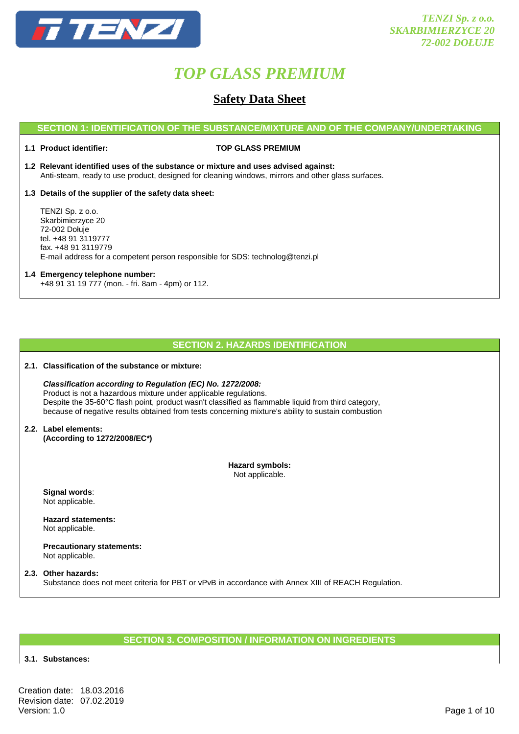TENZI Sp. z o.o.
SKARBIMIERZYCE 20
72-002 DOŁUJE

# TOP GLASS PREMIUM

## Safety Data Sheet

### SECTION 1: IDENTIFICATION OF THE SUBSTANCE/MIXTURE AND OF THE COMPANY/UNDERTAKING

**1.1 Product identifier:** **TOP GLASS PREMIUM**

**1.2 Relevant identified uses of the substance or mixture and uses advised against:**
Anti-steam, ready to use product, designed for cleaning windows, mirrors and other glass surfaces.

**1.3 Details of the supplier of the safety data sheet:**

TENZI Sp. z o.o.
Skarbimierzyce 20
72-002 Dołuje
tel. +48 91 3119777
fax. +48 91 3119779
E-mail address for a competent person responsible for SDS: technolog@tenzi.pl

**1.4 Emergency telephone number:**
+48 91 31 19 777 (mon. - fri. 8am - 4pm) or 112.

### SECTION 2. HAZARDS IDENTIFICATION

**2.1. Classification of the substance or mixture:**

***Classification according to Regulation (EC) No. 1272/2008:***
Product is not a hazardous mixture under applicable regulations.
Despite the 35-60°C flash point, product wasn't classified as flammable liquid from third category, because of negative results obtained from tests concerning mixture's ability to sustain combustion

**2.2. Label elements:**
**(According to 1272/2008/EC*)**

**Hazard symbols:**
Not applicable.

**Signal words**:
Not applicable.

**Hazard statements:**
Not applicable.

**Precautionary statements:**
Not applicable.

**2.3. Other hazards:**
Substance does not meet criteria for PBT or vPvB in accordance with Annex XIII of REACH Regulation.

### SECTION 3. COMPOSITION / INFORMATION ON INGREDIENTS

**3.1. Substances:**

Creation date: 18.03.2016
Revision date: 07.02.2019
Version: 1.0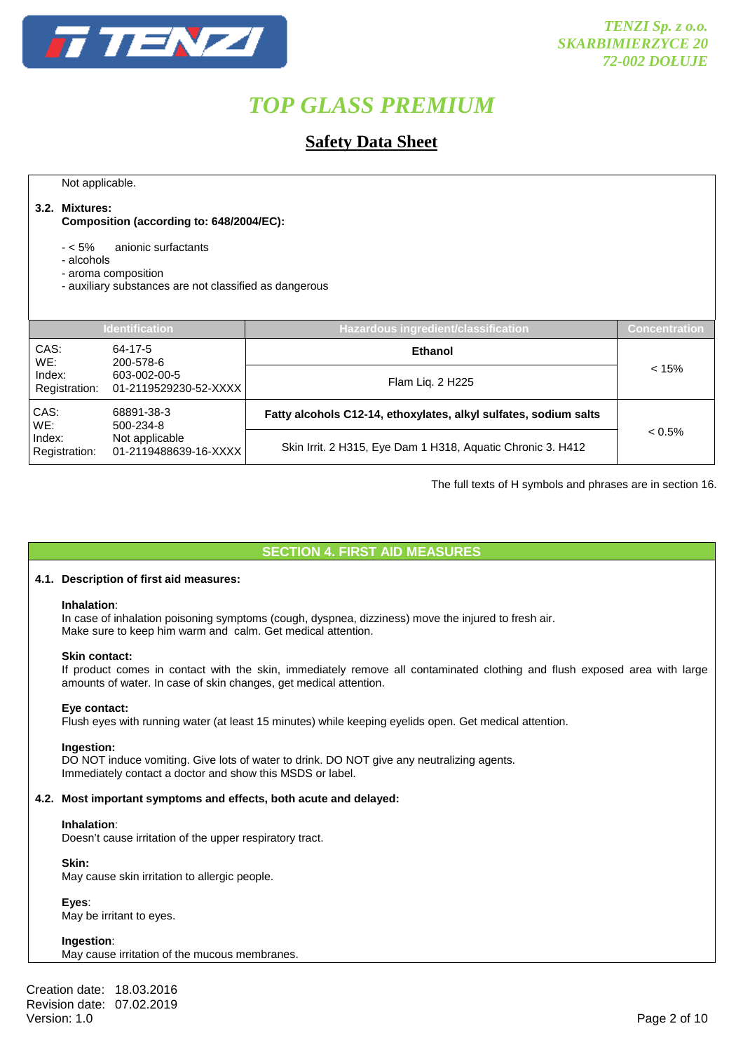Not applicable.

**3.2. Mixtures:**

**Composition (according to: 648/2004/EC):**

- < 5% anionic surfactants
- alcohols
- aroma composition
- auxiliary substances are not classified as dangerous

| Identification | Hazardous ingredient/classification | Concentration |
|---|---|---|
| CAS: 64-17-5<br>WE: 200-578-6<br>Index: 603-002-00-5<br>Registration: 01-2119529230-52-XXXX | **Ethanol**<br>Flam Liq. 2 H225 | < 15% |
| CAS: 68891-38-3<br>WE: 500-234-8<br>Index: Not applicable<br>Registration: 01-2119488639-16-XXXX | **Fatty alcohols C12-14, ethoxylates, alkyl sulfates, sodium salts**<br>Skin Irrit. 2 H315, Eye Dam 1 H318, Aquatic Chronic 3. H412 | < 0.5% |

The full texts of H symbols and phrases are in section 16.

## SECTION 4. FIRST AID MEASURES

**4.1. Description of first aid measures:**

**Inhalation**:
In case of inhalation poisoning symptoms (cough, dyspnea, dizziness) move the injured to fresh air.
Make sure to keep him warm and calm. Get medical attention.

**Skin contact:**
If product comes in contact with the skin, immediately remove all contaminated clothing and flush exposed area with large amounts of water. In case of skin changes, get medical attention.

**Eye contact:**
Flush eyes with running water (at least 15 minutes) while keeping eyelids open. Get medical attention.

**Ingestion:**
DO NOT induce vomiting. Give lots of water to drink. DO NOT give any neutralizing agents.
Immediately contact a doctor and show this MSDS or label.

**4.2. Most important symptoms and effects, both acute and delayed:**

**Inhalation**:
Doesn't cause irritation of the upper respiratory tract.

**Skin:**
May cause skin irritation to allergic people.

**Eyes**:
May be irritant to eyes.

**Ingestion**:
May cause irritation of the mucous membranes.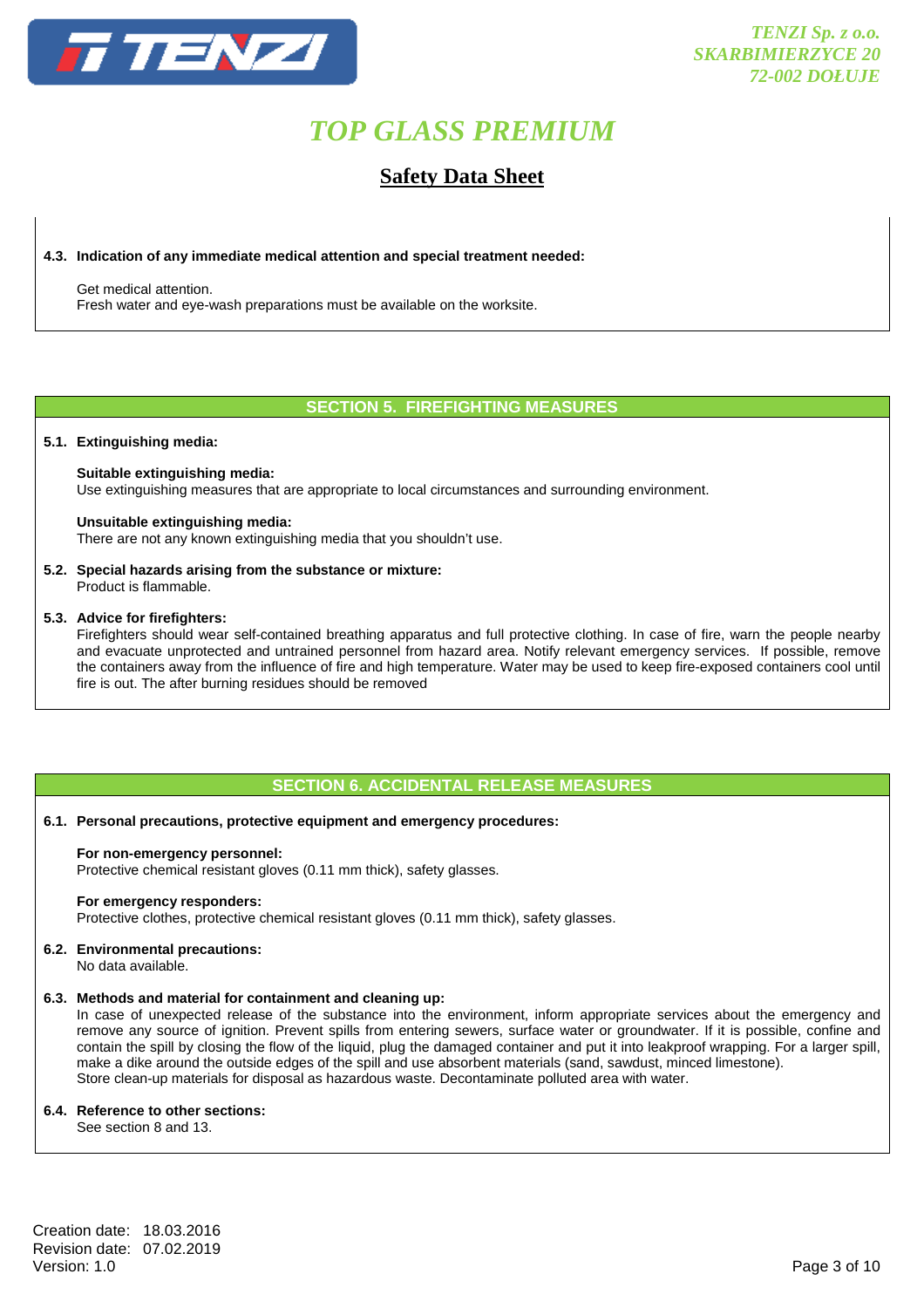**4.3. Indication of any immediate medical attention and special treatment needed:**

Get medical attention.
Fresh water and eye-wash preparations must be available on the worksite.

## SECTION 5. FIREFIGHTING MEASURES

**5.1. Extinguishing media:**

**Suitable extinguishing media:**
Use extinguishing measures that are appropriate to local circumstances and surrounding environment.

**Unsuitable extinguishing media:**
There are not any known extinguishing media that you shouldn't use.

**5.2. Special hazards arising from the substance or mixture:**
Product is flammable.

**5.3. Advice for firefighters:**
Firefighters should wear self-contained breathing apparatus and full protective clothing. In case of fire, warn the people nearby and evacuate unprotected and untrained personnel from hazard area. Notify relevant emergency services. If possible, remove the containers away from the influence of fire and high temperature. Water may be used to keep fire-exposed containers cool until fire is out. The after burning residues should be removed

## SECTION 6. ACCIDENTAL RELEASE MEASURES

**6.1. Personal precautions, protective equipment and emergency procedures:**

**For non-emergency personnel:**
Protective chemical resistant gloves (0.11 mm thick), safety glasses.

**For emergency responders:**
Protective clothes, protective chemical resistant gloves (0.11 mm thick), safety glasses.

**6.2. Environmental precautions:**
No data available.

**6.3. Methods and material for containment and cleaning up:**
In case of unexpected release of the substance into the environment, inform appropriate services about the emergency and remove any source of ignition. Prevent spills from entering sewers, surface water or groundwater. If it is possible, confine and contain the spill by closing the flow of the liquid, plug the damaged container and put it into leakproof wrapping. For a larger spill, make a dike around the outside edges of the spill and use absorbent materials (sand, sawdust, minced limestone).
Store clean-up materials for disposal as hazardous waste. Decontaminate polluted area with water.

**6.4. Reference to other sections:**
See section 8 and 13.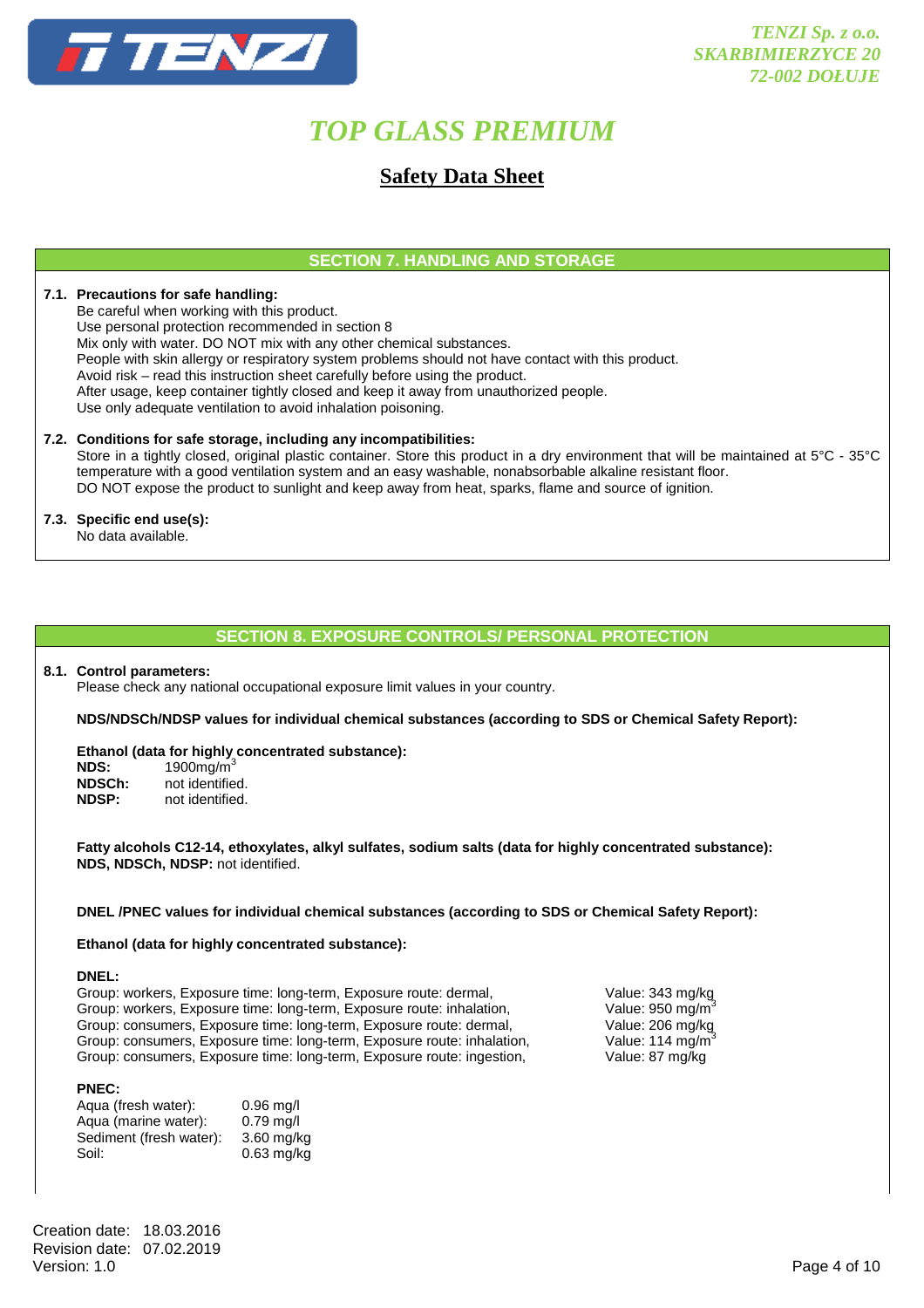## SECTION 7. HANDLING AND STORAGE

**7.1. Precautions for safe handling:**

Be careful when working with this product.
Use personal protection recommended in section 8
Mix only with water. DO NOT mix with any other chemical substances.
People with skin allergy or respiratory system problems should not have contact with this product.
Avoid risk – read this instruction sheet carefully before using the product.
After usage, keep container tightly closed and keep it away from unauthorized people.
Use only adequate ventilation to avoid inhalation poisoning.

**7.2. Conditions for safe storage, including any incompatibilities:**

Store in a tightly closed, original plastic container. Store this product in a dry environment that will be maintained at 5°C - 35°C temperature with a good ventilation system and an easy washable, nonabsorbable alkaline resistant floor.
DO NOT expose the product to sunlight and keep away from heat, sparks, flame and source of ignition.

**7.3. Specific end use(s):**

No data available.

## SECTION 8. EXPOSURE CONTROLS/ PERSONAL PROTECTION

**8.1. Control parameters:**

Please check any national occupational exposure limit values in your country.

**NDS/NDSCh/NDSP values for individual chemical substances (according to SDS or Chemical Safety Report):**

**Ethanol (data for highly concentrated substance):**

**NDS:** 1900mg/m$^3$
**NDSCh:** not identified.
**NDSP:** not identified.

**Fatty alcohols C12-14, ethoxylates, alkyl sulfates, sodium salts (data for highly concentrated substance):**
**NDS, NDSCh, NDSP:** not identified.

**DNEL /PNEC values for individual chemical substances (according to SDS or Chemical Safety Report):**

**Ethanol (data for highly concentrated substance):**

**DNEL:**

| | |
|---|---|
| Group: workers, Exposure time: long-term, Exposure route: dermal, | Value: 343 mg/kg |
| Group: workers, Exposure time: long-term, Exposure route: inhalation, | Value: 950 mg/m$^3$ |
| Group: consumers, Exposure time: long-term, Exposure route: dermal, | Value: 206 mg/kg |
| Group: consumers, Exposure time: long-term, Exposure route: inhalation, | Value: 114 mg/m$^3$ |
| Group: consumers, Exposure time: long-term, Exposure route: ingestion, | Value: 87 mg/kg |

**PNEC:**

| | |
|---|---|
| Aqua (fresh water): | 0.96 mg/l |
| Aqua (marine water): | 0.79 mg/l |
| Sediment (fresh water): | 3.60 mg/kg |
| Soil: | 0.63 mg/kg |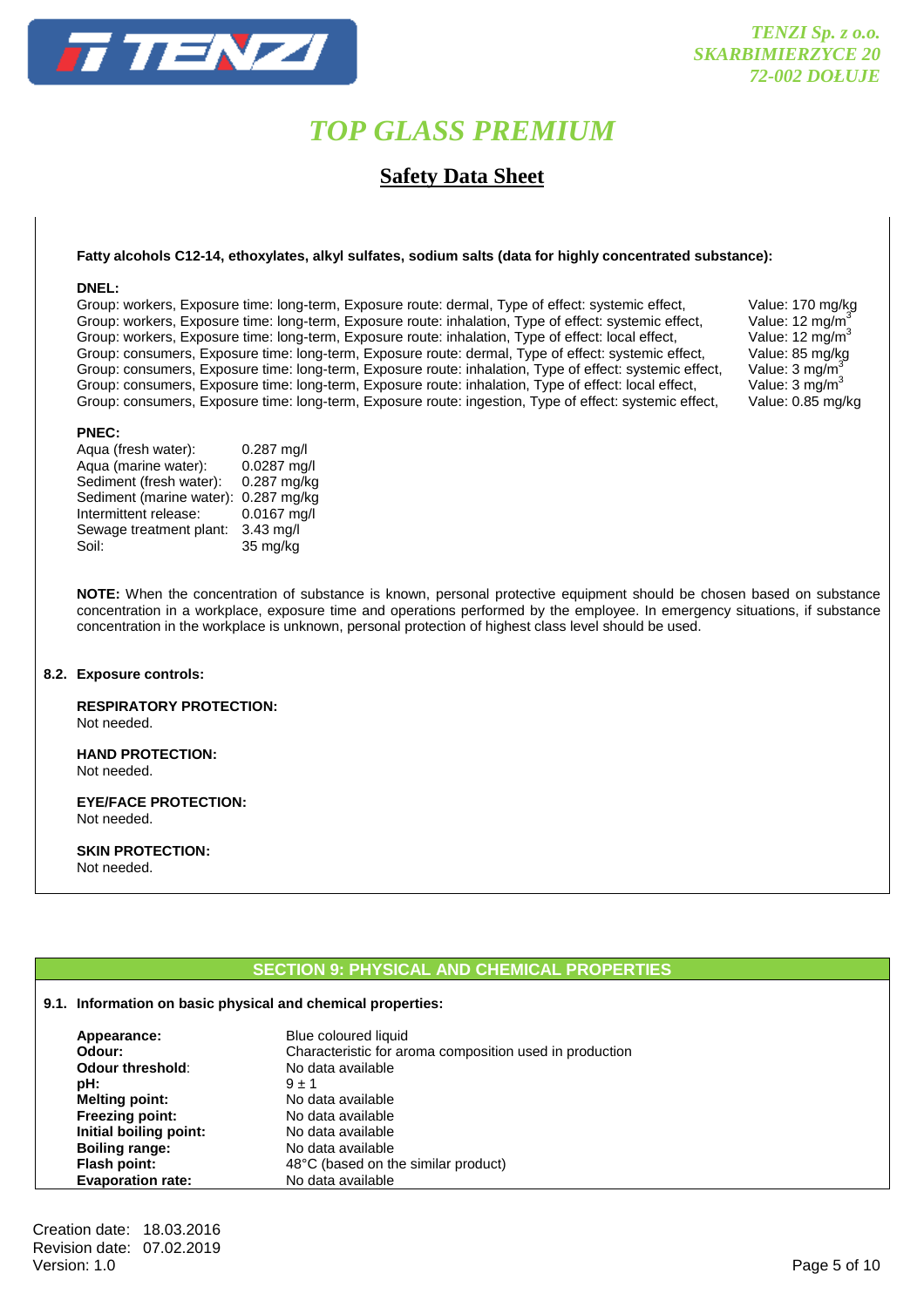**Fatty alcohols C12-14, ethoxylates, alkyl sulfates, sodium salts (data for highly concentrated substance):**

**DNEL:**

| | |
|---|---|
| Group: workers, Exposure time: long-term, Exposure route: dermal, Type of effect: systemic effect, | Value: 170 mg/kg |
| Group: workers, Exposure time: long-term, Exposure route: inhalation, Type of effect: systemic effect, | Value: 12 $mg/m^3$ |
| Group: workers, Exposure time: long-term, Exposure route: inhalation, Type of effect: local effect, | Value: 12 $mg/m^3$ |
| Group: consumers, Exposure time: long-term, Exposure route: dermal, Type of effect: systemic effect, | Value: 85 mg/kg |
| Group: consumers, Exposure time: long-term, Exposure route: inhalation, Type of effect: systemic effect, | Value: 3 $mg/m^3$ |
| Group: consumers, Exposure time: long-term, Exposure route: inhalation, Type of effect: local effect, | Value: 3 $mg/m^3$ |
| Group: consumers, Exposure time: long-term, Exposure route: ingestion, Type of effect: systemic effect, | Value: 0.85 mg/kg |

**PNEC:**

| | |
|---|---|
| Aqua (fresh water): | 0.287 mg/l |
| Aqua (marine water): | 0.0287 mg/l |
| Sediment (fresh water): | 0.287 mg/kg |
| Sediment (marine water): | 0.287 mg/kg |
| Intermittent release: | 0.0167 mg/l |
| Sewage treatment plant: | 3.43 mg/l |
| Soil: | 35 mg/kg |

**NOTE:** When the concentration of substance is known, personal protective equipment should be chosen based on substance concentration in a workplace, exposure time and operations performed by the employee. In emergency situations, if substance concentration in the workplace is unknown, personal protection of highest class level should be used.

### 8.2. Exposure controls:

**RESPIRATORY PROTECTION:**
Not needed.

**HAND PROTECTION:**
Not needed.

**EYE/FACE PROTECTION:**
Not needed.

**SKIN PROTECTION:**
Not needed.

## SECTION 9: PHYSICAL AND CHEMICAL PROPERTIES

### 9.1. Information on basic physical and chemical properties:

| | |
|---|---|
| **Appearance:** | Blue coloured liquid |
| **Odour:** | Characteristic for aroma composition used in production |
| **Odour threshold:** | No data available |
| **pH:** | 9 ± 1 |
| **Melting point:** | No data available |
| **Freezing point:** | No data available |
| **Initial boiling point:** | No data available |
| **Boiling range:** | No data available |
| **Flash point:** | 48°C (based on the similar product) |
| **Evaporation rate:** | No data available |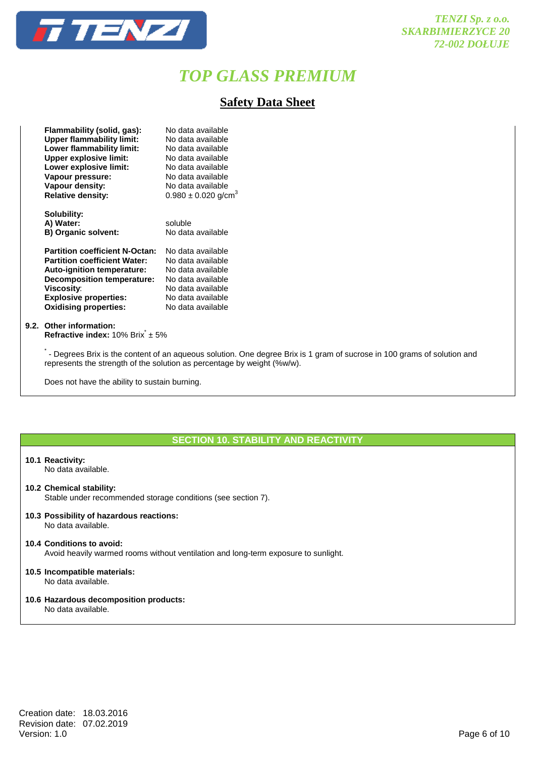| | |
|---|---|
| **Flammability (solid, gas):** | No data available |
| **Upper flammability limit:** | No data available |
| **Lower flammability limit:** | No data available |
| **Upper explosive limit:** | No data available |
| **Lower explosive limit:** | No data available |
| **Vapour pressure:** | No data available |
| **Vapour density:** | No data available |
| **Relative density:** | $0.980 \pm 0.020$ g/cm$^3$ |

**Solubility:**

| | |
|---|---|
| **A) Water:** | soluble |
| **B) Organic solvent:** | No data available |

| | |
|---|---|
| **Partition coefficient N-Octan:** | No data available |
| **Partition coefficient Water:** | No data available |
| **Auto-ignition temperature:** | No data available |
| **Decomposition temperature:** | No data available |
| **Viscosity**: | No data available |
| **Explosive properties:** | No data available |
| **Oxidising properties:** | No data available |

**9.2. Other information:**

**Refractive index:** 10% Brix* ± 5%

* - Degrees Brix is the content of an aqueous solution. One degree Brix is 1 gram of sucrose in 100 grams of solution and represents the strength of the solution as percentage by weight (%w/w).

Does not have the ability to sustain burning.

## SECTION 10. STABILITY AND REACTIVITY

**10.1 Reactivity:**
No data available.

**10.2 Chemical stability:**
Stable under recommended storage conditions (see section 7).

**10.3 Possibility of hazardous reactions:**
No data available.

**10.4 Conditions to avoid:**
Avoid heavily warmed rooms without ventilation and long-term exposure to sunlight.

**10.5 Incompatible materials:**
No data available.

**10.6 Hazardous decomposition products:**
No data available.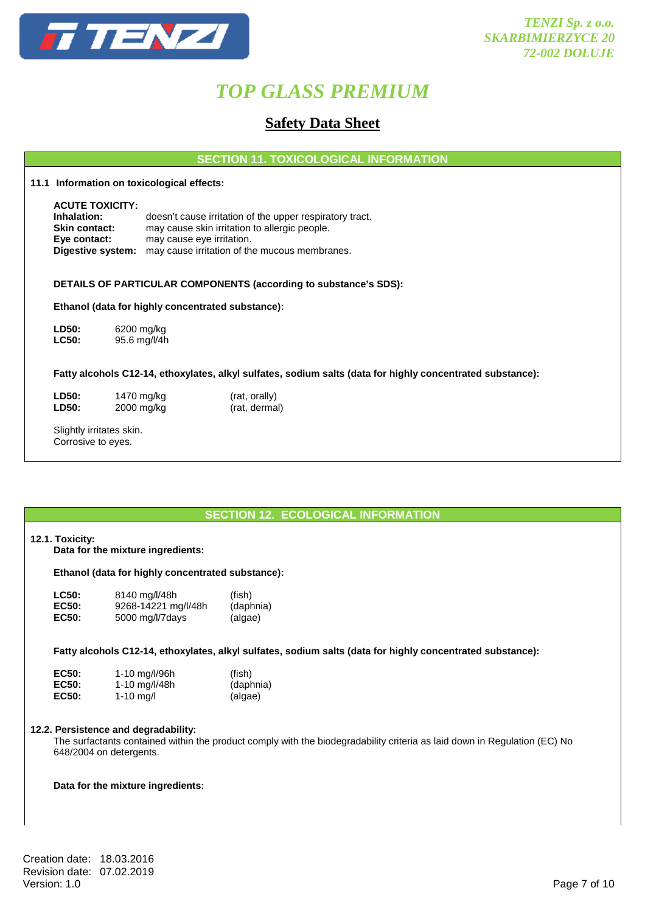## SECTION 11. TOXICOLOGICAL INFORMATION

**11.1 Information on toxicological effects:**

**ACUTE TOXICITY:**

| | |
|---|---|
| **Inhalation:** | doesn't cause irritation of the upper respiratory tract. |
| **Skin contact:** | may cause skin irritation to allergic people. |
| **Eye contact:** | may cause eye irritation. |
| **Digestive system:** | may cause irritation of the mucous membranes. |

**DETAILS OF PARTICULAR COMPONENTS (according to substance's SDS):**

**Ethanol (data for highly concentrated substance):**

| | |
|---|---|
| **LD50:** | 6200 mg/kg |
| **LC50:** | 95.6 mg/l/4h |

**Fatty alcohols C12-14, ethoxylates, alkyl sulfates, sodium salts (data for highly concentrated substance):**

| | | |
|---|---|---|
| **LD50:** | 1470 mg/kg | (rat, orally) |
| **LD50:** | 2000 mg/kg | (rat, dermal) |

Slightly irritates skin.
Corrosive to eyes.

## SECTION 12. ECOLOGICAL INFORMATION

**12.1. Toxicity:**

**Data for the mixture ingredients:**

**Ethanol (data for highly concentrated substance):**

| | | |
|---|---|---|
| **LC50:** | 8140 mg/l/48h | (fish) |
| **EC50:** | 9268-14221 mg/l/48h | (daphnia) |
| **EC50:** | 5000 mg/l/7days | (algae) |

**Fatty alcohols C12-14, ethoxylates, alkyl sulfates, sodium salts (data for highly concentrated substance):**

| | | |
|---|---|---|
| **EC50:** | 1-10 mg/l/96h | (fish) |
| **EC50:** | 1-10 mg/l/48h | (daphnia) |
| **EC50:** | 1-10 mg/l | (algae) |

**12.2. Persistence and degradability:**

The surfactants contained within the product comply with the biodegradability criteria as laid down in Regulation (EC) No 648/2004 on detergents.

**Data for the mixture ingredients:**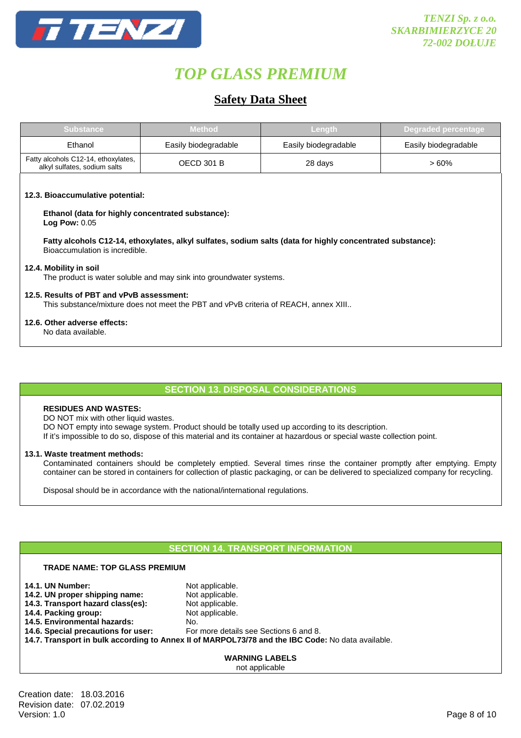| Substance | Method | Length | Degraded percentage |
| --- | --- | --- | --- |
| Ethanol | Easily biodegradable | Easily biodegradable | Easily biodegradable |
| Fatty alcohols C12-14, ethoxylates, alkyl sulfates, sodium salts | OECD 301 B | 28 days | > 60% |

**12.3. Bioaccumulative potential:**

**Ethanol (data for highly concentrated substance):**
**Log Pow:** 0.05

**Fatty alcohols C12-14, ethoxylates, alkyl sulfates, sodium salts (data for highly concentrated substance):**
Bioaccumulation is incredible.

**12.4. Mobility in soil**
The product is water soluble and may sink into groundwater systems.

**12.5. Results of PBT and vPvB assessment:**
This substance/mixture does not meet the PBT and vPvB criteria of REACH, annex XIII..

**12.6. Other adverse effects:**
No data available.

## SECTION 13. DISPOSAL CONSIDERATIONS

**RESIDUES AND WASTES:**
DO NOT mix with other liquid wastes.
DO NOT empty into sewage system. Product should be totally used up according to its description.
If it's impossible to do so, dispose of this material and its container at hazardous or special waste collection point.

**13.1. Waste treatment methods:**
Contaminated containers should be completely emptied. Several times rinse the container promptly after emptying. Empty container can be stored in containers for collection of plastic packaging, or can be delivered to specialized company for recycling.

Disposal should be in accordance with the national/international regulations.

## SECTION 14. TRANSPORT INFORMATION

**TRADE NAME: TOP GLASS PREMIUM**

**14.1. UN Number:** Not applicable.
**14.2. UN proper shipping name:** Not applicable.
**14.3. Transport hazard class(es):** Not applicable.
**14.4. Packing group:** Not applicable.
**14.5. Environmental hazards:** No.
**14.6. Special precautions for user:** For more details see Sections 6 and 8.
**14.7. Transport in bulk according to Annex II of MARPOL73/78 and the IBC Code:** No data available.

**WARNING LABELS**
not applicable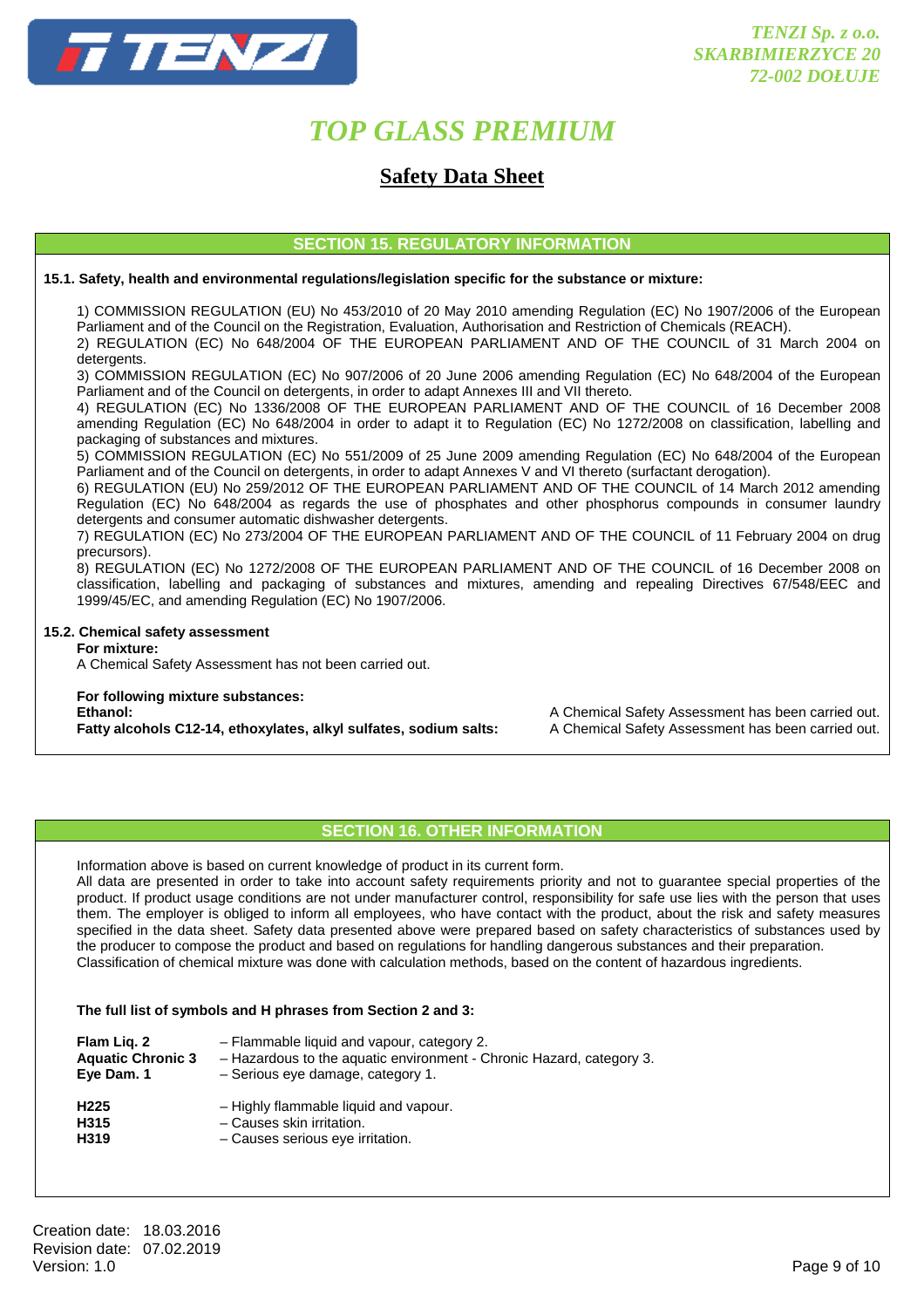## SECTION 15. REGULATORY INFORMATION

**15.1. Safety, health and environmental regulations/legislation specific for the substance or mixture:**

1) COMMISSION REGULATION (EU) No 453/2010 of 20 May 2010 amending Regulation (EC) No 1907/2006 of the European Parliament and of the Council on the Registration, Evaluation, Authorisation and Restriction of Chemicals (REACH).
2) REGULATION (EC) No 648/2004 OF THE EUROPEAN PARLIAMENT AND OF THE COUNCIL of 31 March 2004 on detergents.
3) COMMISSION REGULATION (EC) No 907/2006 of 20 June 2006 amending Regulation (EC) No 648/2004 of the European Parliament and of the Council on detergents, in order to adapt Annexes III and VII thereto.
4) REGULATION (EC) No 1336/2008 OF THE EUROPEAN PARLIAMENT AND OF THE COUNCIL of 16 December 2008 amending Regulation (EC) No 648/2004 in order to adapt it to Regulation (EC) No 1272/2008 on classification, labelling and packaging of substances and mixtures.
5) COMMISSION REGULATION (EC) No 551/2009 of 25 June 2009 amending Regulation (EC) No 648/2004 of the European Parliament and of the Council on detergents, in order to adapt Annexes V and VI thereto (surfactant derogation).
6) REGULATION (EU) No 259/2012 OF THE EUROPEAN PARLIAMENT AND OF THE COUNCIL of 14 March 2012 amending Regulation (EC) No 648/2004 as regards the use of phosphates and other phosphorus compounds in consumer laundry detergents and consumer automatic dishwasher detergents.
7) REGULATION (EC) No 273/2004 OF THE EUROPEAN PARLIAMENT AND OF THE COUNCIL of 11 February 2004 on drug precursors).
8) REGULATION (EC) No 1272/2008 OF THE EUROPEAN PARLIAMENT AND OF THE COUNCIL of 16 December 2008 on classification, labelling and packaging of substances and mixtures, amending and repealing Directives 67/548/EEC and 1999/45/EC, and amending Regulation (EC) No 1907/2006.

**15.2. Chemical safety assessment**

**For mixture:**
A Chemical Safety Assessment has not been carried out.

**For following mixture substances:**

| | |
|---|---|
| **Ethanol:** | A Chemical Safety Assessment has been carried out. |
| **Fatty alcohols C12-14, ethoxylates, alkyl sulfates, sodium salts:** | A Chemical Safety Assessment has been carried out. |

## SECTION 16. OTHER INFORMATION

Information above is based on current knowledge of product in its current form.
All data are presented in order to take into account safety requirements priority and not to guarantee special properties of the product. If product usage conditions are not under manufacturer control, responsibility for safe use lies with the person that uses them. The employer is obliged to inform all employees, who have contact with the product, about the risk and safety measures specified in the data sheet. Safety data presented above were prepared based on safety characteristics of substances used by the producer to compose the product and based on regulations for handling dangerous substances and their preparation. Classification of chemical mixture was done with calculation methods, based on the content of hazardous ingredients.

**The full list of symbols and H phrases from Section 2 and 3:**

| | |
|---|---|
| **Flam Liq. 2** | – Flammable liquid and vapour, category 2. |
| **Aquatic Chronic 3** | – Hazardous to the aquatic environment - Chronic Hazard, category 3. |
| **Eye Dam. 1** | – Serious eye damage, category 1. |

| | |
|---|---|
| **H225** | – Highly flammable liquid and vapour. |
| **H315** | – Causes skin irritation. |
| **H319** | – Causes serious eye irritation. |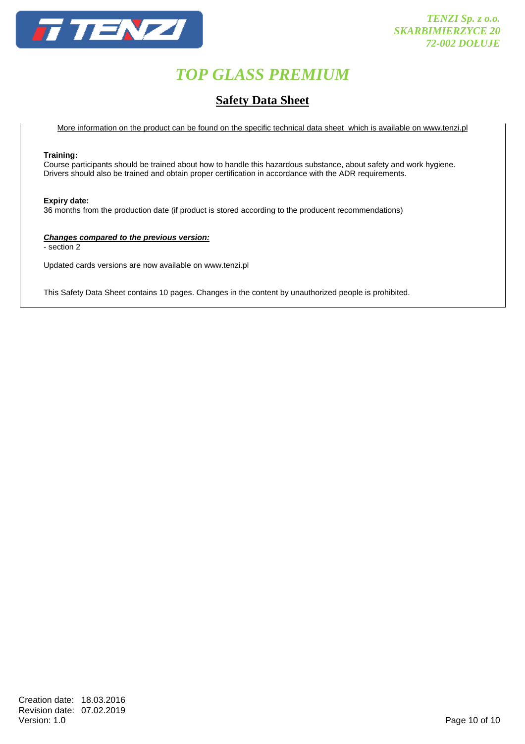More information on the product can be found on the specific technical data sheet  which is available on www.tenzi.pl

**Training:**
Course participants should be trained about how to handle this hazardous substance, about safety and work hygiene. Drivers should also be trained and obtain proper certification in accordance with the ADR requirements.

**Expiry date:**
36 months from the production date (if product is stored according to the producent recommendations)

***Changes compared to the previous version:***
- section 2

Updated cards versions are now available on www.tenzi.pl

This Safety Data Sheet contains 10 pages. Changes in the content by unauthorized people is prohibited.